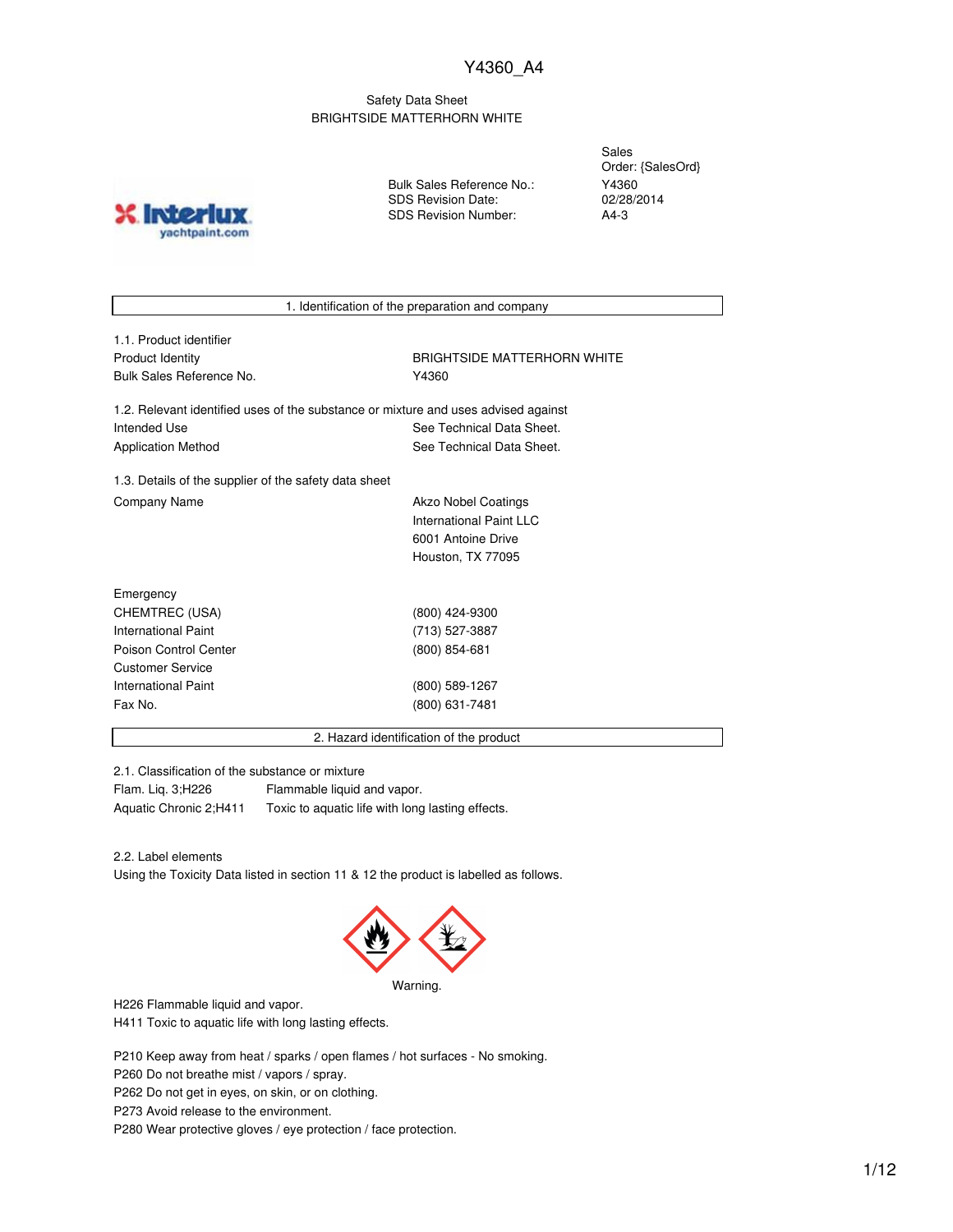Y4360_A4

Safety Data Sheet
BRIGHTSIDE MATTERHORN WHITE

| | | |
|---|---|---|
| | | Sales Order: {SalesOrd} |
| | Bulk Sales Reference No.: | Y4360 |
| | SDS Revision Date: | 02/28/2014 |
| | SDS Revision Number: | A4-3 |

## 1. Identification of the preparation and company

1.1. Product identifier

| | |
|---|---|
| Product Identity | BRIGHTSIDE MATTERHORN WHITE |
| Bulk Sales Reference No. | Y4360 |

1.2. Relevant identified uses of the substance or mixture and uses advised against

| | |
|---|---|
| Intended Use | See Technical Data Sheet. |
| Application Method | See Technical Data Sheet. |

1.3. Details of the supplier of the safety data sheet

| | |
|---|---|
| Company Name | Akzo Nobel Coatings<br>International Paint LLC<br>6001 Antoine Drive<br>Houston, TX 77095 |

| | |
|---|---|
| Emergency | |
| CHEMTREC (USA) | (800) 424-9300 |
| International Paint | (713) 527-3887 |
| Poison Control Center | (800) 854-681 |
| Customer Service | |
| International Paint | (800) 589-1267 |
| Fax No. | (800) 631-7481 |

## 2. Hazard identification of the product

2.1. Classification of the substance or mixture

| | |
|---|---|
| Flam. Liq. 3;H226 | Flammable liquid and vapor. |
| Aquatic Chronic 2;H411 | Toxic to aquatic life with long lasting effects. |

2.2. Label elements

Using the Toxicity Data listed in section 11 & 12 the product is labelled as follows.

Warning.

H226 Flammable liquid and vapor.
H411 Toxic to aquatic life with long lasting effects.

P210 Keep away from heat / sparks / open flames / hot surfaces - No smoking.
P260 Do not breathe mist / vapors / spray.
P262 Do not get in eyes, on skin, or on clothing.
P273 Avoid release to the environment.
P280 Wear protective gloves / eye protection / face protection.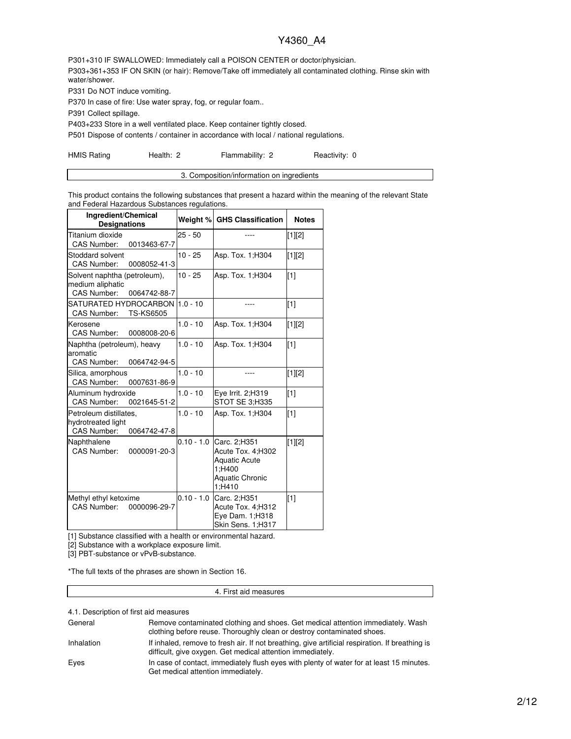P301+310 IF SWALLOWED: Immediately call a POISON CENTER or doctor/physician.

P303+361+353 IF ON SKIN (or hair): Remove/Take off immediately all contaminated clothing. Rinse skin with water/shower.

P331 Do NOT induce vomiting.

P370 In case of fire: Use water spray, fog, or regular foam..

P391 Collect spillage.

P403+233 Store in a well ventilated place. Keep container tightly closed.

P501 Dispose of contents / container in accordance with local / national regulations.

| HMIS Rating | Health: 2 | Flammability: 2 | Reactivity: 0 |
|---|---|---|---|

## 3. Composition/information on ingredients

This product contains the following substances that present a hazard within the meaning of the relevant State and Federal Hazardous Substances regulations.

| Ingredient/Chemical Designations | Weight % | GHS Classification | Notes |
|---|---|---|---|
| Titanium dioxide<br>CAS Number: 0013463-67-7 | 25 - 50 | ---- | [1][2] |
| Stoddard solvent<br>CAS Number: 0008052-41-3 | 10 - 25 | Asp. Tox. 1;H304 | [1][2] |
| Solvent naphtha (petroleum), medium aliphatic<br>CAS Number: 0064742-88-7 | 10 - 25 | Asp. Tox. 1;H304 | [1] |
| SATURATED HYDROCARBON<br>CAS Number: TS-KS6505 | 1.0 - 10 | ---- | [1] |
| Kerosene<br>CAS Number: 0008008-20-6 | 1.0 - 10 | Asp. Tox. 1;H304 | [1][2] |
| Naphtha (petroleum), heavy aromatic<br>CAS Number: 0064742-94-5 | 1.0 - 10 | Asp. Tox. 1;H304 | [1] |
| Silica, amorphous<br>CAS Number: 0007631-86-9 | 1.0 - 10 | ---- | [1][2] |
| Aluminum hydroxide<br>CAS Number: 0021645-51-2 | 1.0 - 10 | Eye Irrit. 2;H319<br>STOT SE 3;H335 | [1] |
| Petroleum distillates, hydrotreated light<br>CAS Number: 0064742-47-8 | 1.0 - 10 | Asp. Tox. 1;H304 | [1] |
| Naphthalene<br>CAS Number: 0000091-20-3 | 0.10 - 1.0 | Carc. 2;H351<br>Acute Tox. 4;H302<br>Aquatic Acute 1;H400<br>Aquatic Chronic 1;H410 | [1][2] |
| Methyl ethyl ketoxime<br>CAS Number: 0000096-29-7 | 0.10 - 1.0 | Carc. 2;H351<br>Acute Tox. 4;H312<br>Eye Dam. 1;H318<br>Skin Sens. 1;H317 | [1] |

[1] Substance classified with a health or environmental hazard.

[2] Substance with a workplace exposure limit.

[3] PBT-substance or vPvB-substance.

*The full texts of the phrases are shown in Section 16.

## 4. First aid measures

4.1. Description of first aid measures

| | |
|---|---|
| General | Remove contaminated clothing and shoes. Get medical attention immediately. Wash clothing before reuse. Thoroughly clean or destroy contaminated shoes. |
| Inhalation | If inhaled, remove to fresh air. If not breathing, give artificial respiration. If breathing is difficult, give oxygen. Get medical attention immediately. |
| Eyes | In case of contact, immediately flush eyes with plenty of water for at least 15 minutes. Get medical attention immediately. |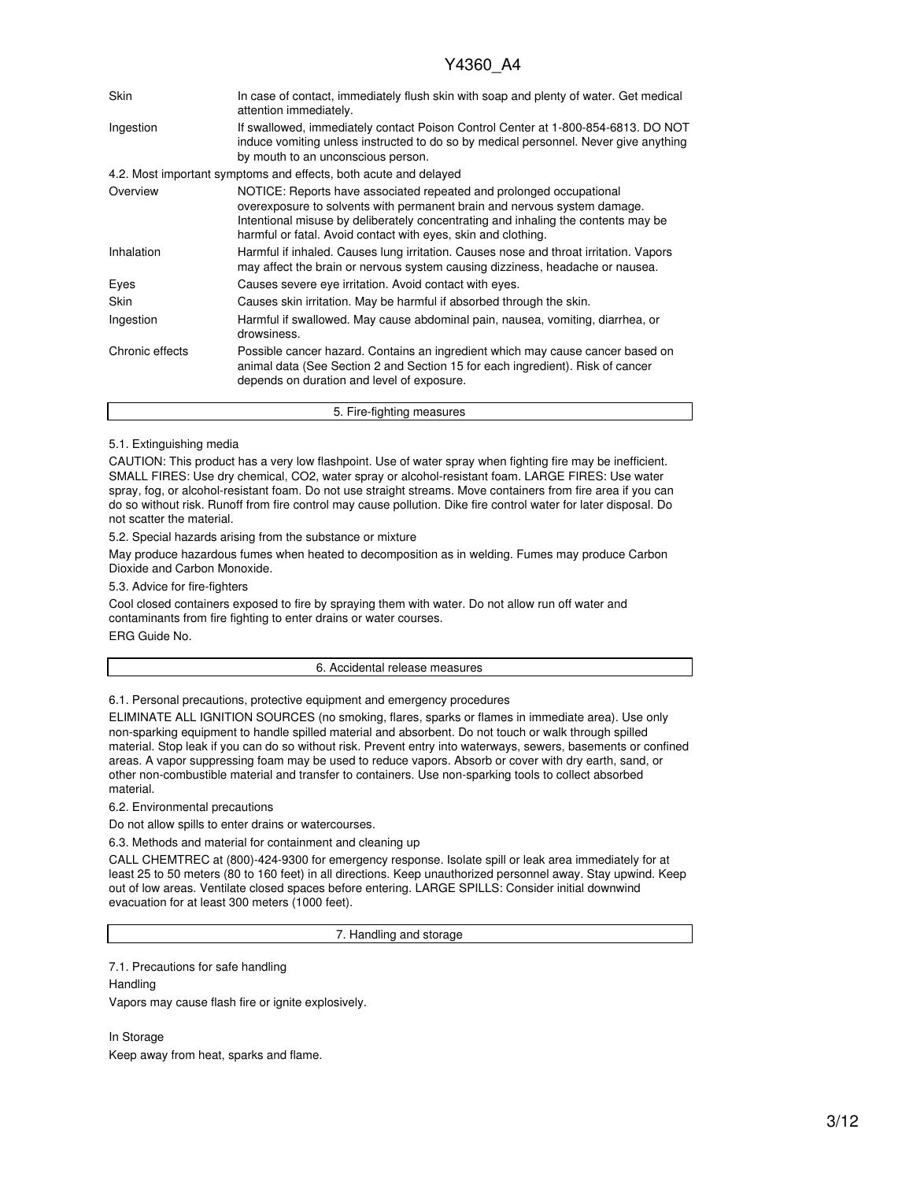| | |
|---|---|
| Skin | In case of contact, immediately flush skin with soap and plenty of water. Get medical attention immediately. |
| Ingestion | If swallowed, immediately contact Poison Control Center at 1-800-854-6813. DO NOT induce vomiting unless instructed to do so by medical personnel. Never give anything by mouth to an unconscious person. |

4.2. Most important symptoms and effects, both acute and delayed

| | |
|---|---|
| Overview | NOTICE: Reports have associated repeated and prolonged occupational overexposure to solvents with permanent brain and nervous system damage. Intentional misuse by deliberately concentrating and inhaling the contents may be harmful or fatal. Avoid contact with eyes, skin and clothing. |
| Inhalation | Harmful if inhaled. Causes lung irritation. Causes nose and throat irritation. Vapors may affect the brain or nervous system causing dizziness, headache or nausea. |
| Eyes | Causes severe eye irritation. Avoid contact with eyes. |
| Skin | Causes skin irritation. May be harmful if absorbed through the skin. |
| Ingestion | Harmful if swallowed. May cause abdominal pain, nausea, vomiting, diarrhea, or drowsiness. |
| Chronic effects | Possible cancer hazard. Contains an ingredient which may cause cancer based on animal data (See Section 2 and Section 15 for each ingredient). Risk of cancer depends on duration and level of exposure. |

## 5. Fire-fighting measures

5.1. Extinguishing media

CAUTION: This product has a very low flashpoint. Use of water spray when fighting fire may be inefficient. SMALL FIRES: Use dry chemical, CO2, water spray or alcohol-resistant foam. LARGE FIRES: Use water spray, fog, or alcohol-resistant foam. Do not use straight streams. Move containers from fire area if you can do so without risk. Runoff from fire control may cause pollution. Dike fire control water for later disposal. Do not scatter the material.

5.2. Special hazards arising from the substance or mixture

May produce hazardous fumes when heated to decomposition as in welding. Fumes may produce Carbon Dioxide and Carbon Monoxide.

5.3. Advice for fire-fighters

Cool closed containers exposed to fire by spraying them with water. Do not allow run off water and contaminants from fire fighting to enter drains or water courses.

ERG Guide No.

## 6. Accidental release measures

6.1. Personal precautions, protective equipment and emergency procedures

ELIMINATE ALL IGNITION SOURCES (no smoking, flares, sparks or flames in immediate area). Use only non-sparking equipment to handle spilled material and absorbent. Do not touch or walk through spilled material. Stop leak if you can do so without risk. Prevent entry into waterways, sewers, basements or confined areas. A vapor suppressing foam may be used to reduce vapors. Absorb or cover with dry earth, sand, or other non-combustible material and transfer to containers. Use non-sparking tools to collect absorbed material.

6.2. Environmental precautions

Do not allow spills to enter drains or watercourses.

6.3. Methods and material for containment and cleaning up

CALL CHEMTREC at (800)-424-9300 for emergency response. Isolate spill or leak area immediately for at least 25 to 50 meters (80 to 160 feet) in all directions. Keep unauthorized personnel away. Stay upwind. Keep out of low areas. Ventilate closed spaces before entering. LARGE SPILLS: Consider initial downwind evacuation for at least 300 meters (1000 feet).

## 7. Handling and storage

7.1. Precautions for safe handling

Handling

Vapors may cause flash fire or ignite explosively.

In Storage

Keep away from heat, sparks and flame.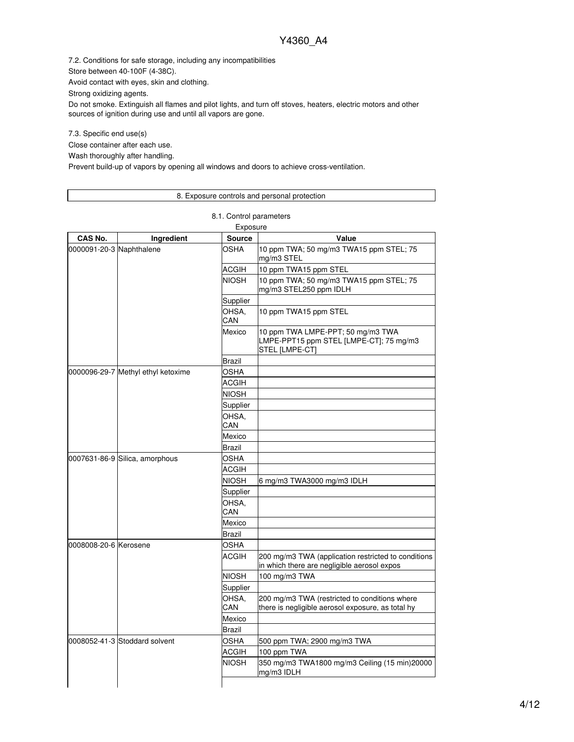7.2. Conditions for safe storage, including any incompatibilities

Store between 40-100F (4-38C).

Avoid contact with eyes, skin and clothing.

Strong oxidizing agents.

Do not smoke. Extinguish all flames and pilot lights, and turn off stoves, heaters, electric motors and other sources of ignition during use and until all vapors are gone.

7.3. Specific end use(s)

Close container after each use.

Wash thoroughly after handling.

Prevent build-up of vapors by opening all windows and doors to achieve cross-ventilation.

## 8. Exposure controls and personal protection

### 8.1. Control parameters

Exposure

| CAS No. | Ingredient | Source | Value |
|---|---|---|---|
| 0000091-20-3 | Naphthalene | OSHA | 10 ppm TWA; 50 mg/m3 TWA15 ppm STEL; 75 mg/m3 STEL |
| | | ACGIH | 10 ppm TWA15 ppm STEL |
| | | NIOSH | 10 ppm TWA; 50 mg/m3 TWA15 ppm STEL; 75 mg/m3 STEL250 ppm IDLH |
| | | Supplier | |
| | | OHSA, CAN | 10 ppm TWA15 ppm STEL |
| | | Mexico | 10 ppm TWA LMPE-PPT; 50 mg/m3 TWA LMPE-PPT15 ppm STEL [LMPE-CT]; 75 mg/m3 STEL [LMPE-CT] |
| | | Brazil | |
| 0000096-29-7 | Methyl ethyl ketoxime | OSHA | |
| | | ACGIH | |
| | | NIOSH | |
| | | Supplier | |
| | | OHSA, CAN | |
| | | Mexico | |
| | | Brazil | |
| 0007631-86-9 | Silica, amorphous | OSHA | |
| | | ACGIH | |
| | | NIOSH | 6 mg/m3 TWA3000 mg/m3 IDLH |
| | | Supplier | |
| | | OHSA, CAN | |
| | | Mexico | |
| | | Brazil | |
| 0008008-20-6 | Kerosene | OSHA | |
| | | ACGIH | 200 mg/m3 TWA (application restricted to conditions in which there are negligible aerosol expos |
| | | NIOSH | 100 mg/m3 TWA |
| | | Supplier | |
| | | OHSA, CAN | 200 mg/m3 TWA (restricted to conditions where there is negligible aerosol exposure, as total hy |
| | | Mexico | |
| | | Brazil | |
| 0008052-41-3 | Stoddard solvent | OSHA | 500 ppm TWA; 2900 mg/m3 TWA |
| | | ACGIH | 100 ppm TWA |
| | | NIOSH | 350 mg/m3 TWA1800 mg/m3 Ceiling (15 min)20000 mg/m3 IDLH |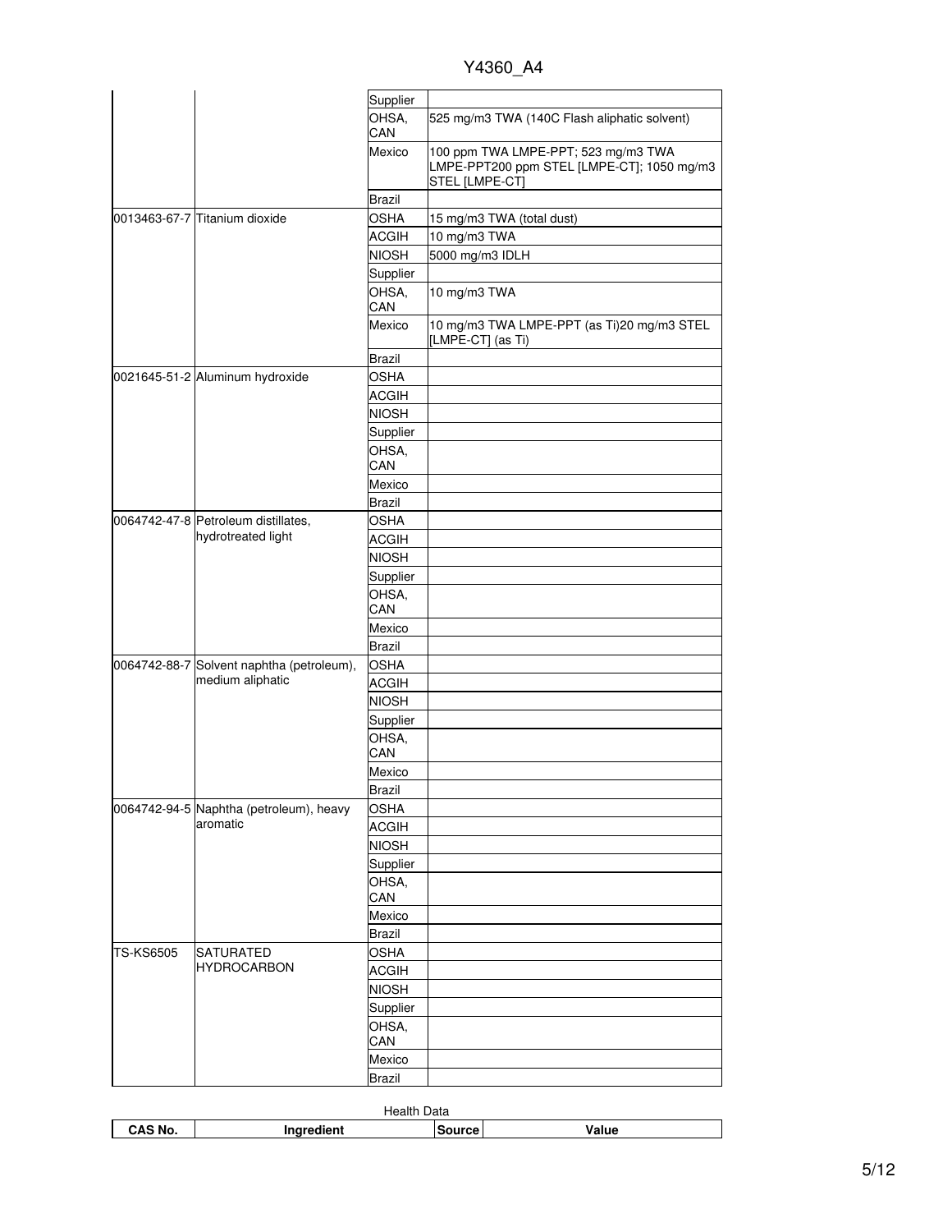| | | Supplier | |
|---|---|---|---|
| | | OHSA, CAN | 525 mg/m3 TWA (140C Flash aliphatic solvent) |
| | | Mexico | 100 ppm TWA LMPE-PPT; 523 mg/m3 TWA LMPE-PPT200 ppm STEL [LMPE-CT]; 1050 mg/m3 STEL [LMPE-CT] |
| | | Brazil | |
| 0013463-67-7 | Titanium dioxide | OSHA | 15 mg/m3 TWA (total dust) |
| | | ACGIH | 10 mg/m3 TWA |
| | | NIOSH | 5000 mg/m3 IDLH |
| | | Supplier | |
| | | OHSA, CAN | 10 mg/m3 TWA |
| | | Mexico | 10 mg/m3 TWA LMPE-PPT (as Ti)20 mg/m3 STEL [LMPE-CT] (as Ti) |
| | | Brazil | |
| 0021645-51-2 | Aluminum hydroxide | OSHA | |
| | | ACGIH | |
| | | NIOSH | |
| | | Supplier | |
| | | OHSA, CAN | |
| | | Mexico | |
| | | Brazil | |
| 0064742-47-8 | Petroleum distillates, hydrotreated light | OSHA | |
| | | ACGIH | |
| | | NIOSH | |
| | | Supplier | |
| | | OHSA, CAN | |
| | | Mexico | |
| | | Brazil | |
| 0064742-88-7 | Solvent naphtha (petroleum), medium aliphatic | OSHA | |
| | | ACGIH | |
| | | NIOSH | |
| | | Supplier | |
| | | OHSA, CAN | |
| | | Mexico | |
| | | Brazil | |
| 0064742-94-5 | Naphtha (petroleum), heavy aromatic | OSHA | |
| | | ACGIH | |
| | | NIOSH | |
| | | Supplier | |
| | | OHSA, CAN | |
| | | Mexico | |
| | | Brazil | |
| TS-KS6505 | SATURATED HYDROCARBON | OSHA | |
| | | ACGIH | |
| | | NIOSH | |
| | | Supplier | |
| | | OHSA, CAN | |
| | | Mexico | |
| | | Brazil | |

Health Data

| CAS No. | Ingredient | Source | Value |
|---|---|---|---|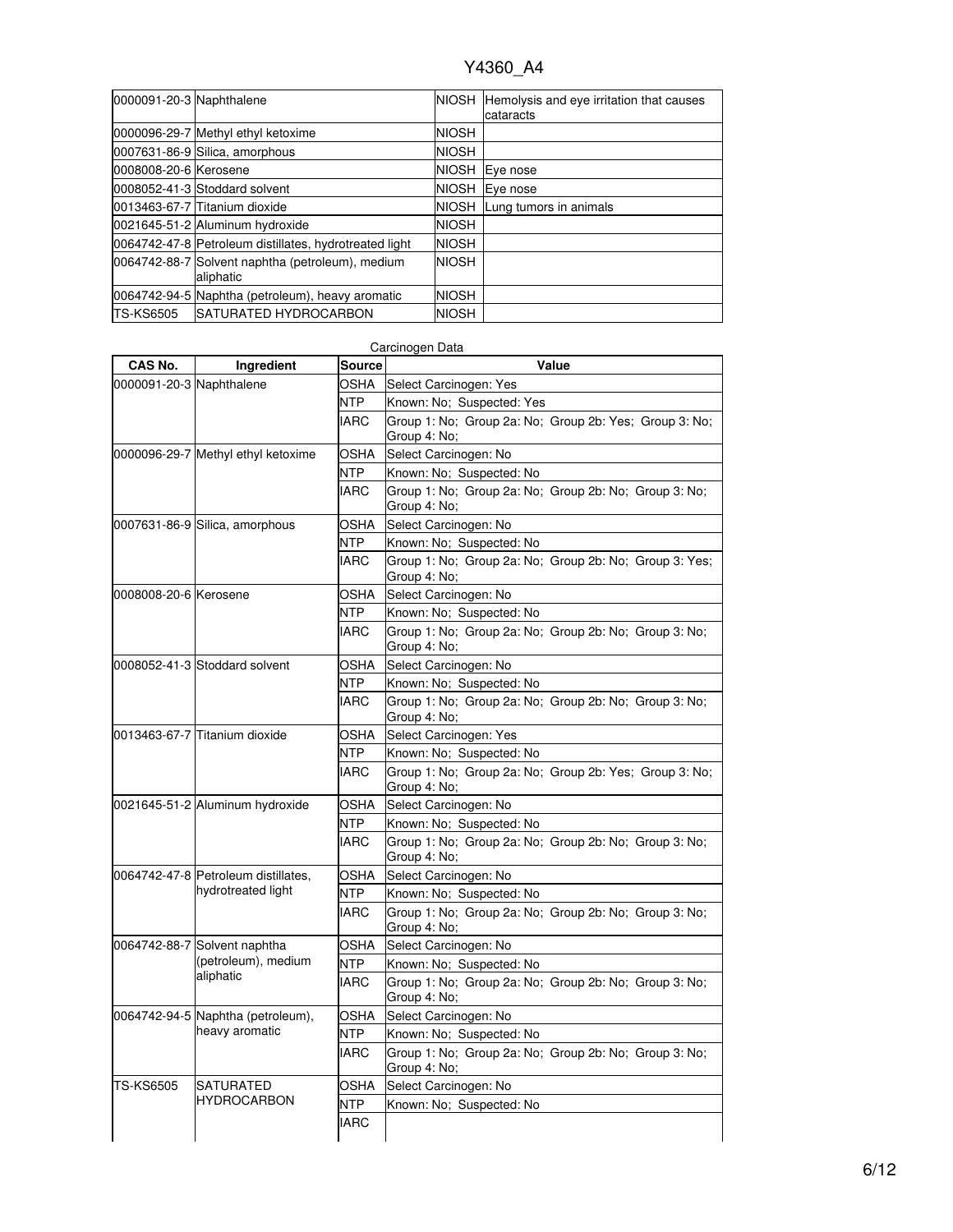| 0000091-20-3 | Naphthalene | NIOSH | Hemolysis and eye irritation that causes cataracts |
|---|---|---|---|
| 0000096-29-7 | Methyl ethyl ketoxime | NIOSH | |
| 0007631-86-9 | Silica, amorphous | NIOSH | |
| 0008008-20-6 | Kerosene | NIOSH | Eye nose |
| 0008052-41-3 | Stoddard solvent | NIOSH | Eye nose |
| 0013463-67-7 | Titanium dioxide | NIOSH | Lung tumors in animals |
| 0021645-51-2 | Aluminum hydroxide | NIOSH | |
| 0064742-47-8 | Petroleum distillates, hydrotreated light | NIOSH | |
| 0064742-88-7 | Solvent naphtha (petroleum), medium aliphatic | NIOSH | |
| 0064742-94-5 | Naphtha (petroleum), heavy aromatic | NIOSH | |
| TS-KS6505 | SATURATED HYDROCARBON | NIOSH | |

Carcinogen Data

| CAS No. | Ingredient | Source | Value |
|---|---|---|---|
| 0000091-20-3 | Naphthalene | OSHA | Select Carcinogen: Yes |
| | | NTP | Known: No; Suspected: Yes |
| | | IARC | Group 1: No; Group 2a: No; Group 2b: Yes; Group 3: No; Group 4: No; |
| 0000096-29-7 | Methyl ethyl ketoxime | OSHA | Select Carcinogen: No |
| | | NTP | Known: No; Suspected: No |
| | | IARC | Group 1: No; Group 2a: No; Group 2b: No; Group 3: No; Group 4: No; |
| 0007631-86-9 | Silica, amorphous | OSHA | Select Carcinogen: No |
| | | NTP | Known: No; Suspected: No |
| | | IARC | Group 1: No; Group 2a: No; Group 2b: No; Group 3: Yes; Group 4: No; |
| 0008008-20-6 | Kerosene | OSHA | Select Carcinogen: No |
| | | NTP | Known: No; Suspected: No |
| | | IARC | Group 1: No; Group 2a: No; Group 2b: No; Group 3: No; Group 4: No; |
| 0008052-41-3 | Stoddard solvent | OSHA | Select Carcinogen: No |
| | | NTP | Known: No; Suspected: No |
| | | IARC | Group 1: No; Group 2a: No; Group 2b: No; Group 3: No; Group 4: No; |
| 0013463-67-7 | Titanium dioxide | OSHA | Select Carcinogen: Yes |
| | | NTP | Known: No; Suspected: No |
| | | IARC | Group 1: No; Group 2a: No; Group 2b: Yes; Group 3: No; Group 4: No; |
| 0021645-51-2 | Aluminum hydroxide | OSHA | Select Carcinogen: No |
| | | NTP | Known: No; Suspected: No |
| | | IARC | Group 1: No; Group 2a: No; Group 2b: No; Group 3: No; Group 4: No; |
| 0064742-47-8 | Petroleum distillates, hydrotreated light | OSHA | Select Carcinogen: No |
| | | NTP | Known: No; Suspected: No |
| | | IARC | Group 1: No; Group 2a: No; Group 2b: No; Group 3: No; Group 4: No; |
| 0064742-88-7 | Solvent naphtha (petroleum), medium aliphatic | OSHA | Select Carcinogen: No |
| | | NTP | Known: No; Suspected: No |
| | | IARC | Group 1: No; Group 2a: No; Group 2b: No; Group 3: No; Group 4: No; |
| 0064742-94-5 | Naphtha (petroleum), heavy aromatic | OSHA | Select Carcinogen: No |
| | | NTP | Known: No; Suspected: No |
| | | IARC | Group 1: No; Group 2a: No; Group 2b: No; Group 3: No; Group 4: No; |
| TS-KS6505 | SATURATED HYDROCARBON | OSHA | Select Carcinogen: No |
| | | NTP | Known: No; Suspected: No |
| | | IARC | |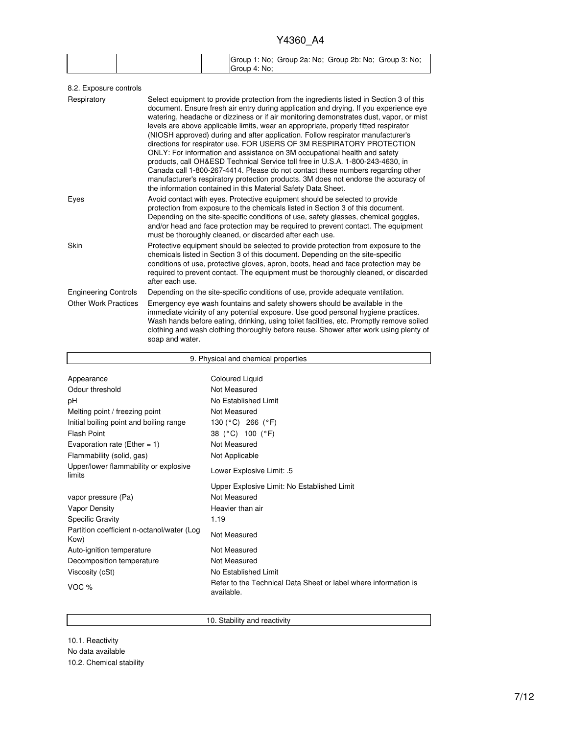| | | Group 1: No; Group 2a: No; Group 2b: No; Group 3: No; Group 4: No; |
|---|---|---|

8.2. Exposure controls

| | |
|---|---|
| Respiratory | Select equipment to provide protection from the ingredients listed in Section 3 of this document. Ensure fresh air entry during application and drying. If you experience eye watering, headache or dizziness or if air monitoring demonstrates dust, vapor, or mist levels are above applicable limits, wear an appropriate, properly fitted respirator (NIOSH approved) during and after application. Follow respirator manufacturer's directions for respirator use. FOR USERS OF 3M RESPIRATORY PROTECTION ONLY: For information and assistance on 3M occupational health and safety products, call OH&ESD Technical Service toll free in U.S.A. 1-800-243-4630, in Canada call 1-800-267-4414. Please do not contact these numbers regarding other manufacturer's respiratory protection products. 3M does not endorse the accuracy of the information contained in this Material Safety Data Sheet. |
| Eyes | Avoid contact with eyes. Protective equipment should be selected to provide protection from exposure to the chemicals listed in Section 3 of this document. Depending on the site-specific conditions of use, safety glasses, chemical goggles, and/or head and face protection may be required to prevent contact. The equipment must be thoroughly cleaned, or discarded after each use. |
| Skin | Protective equipment should be selected to provide protection from exposure to the chemicals listed in Section 3 of this document. Depending on the site-specific conditions of use, protective gloves, apron, boots, head and face protection may be required to prevent contact. The equipment must be thoroughly cleaned, or discarded after each use. |
| Engineering Controls | Depending on the site-specific conditions of use, provide adequate ventilation. |
| Other Work Practices | Emergency eye wash fountains and safety showers should be available in the immediate vicinity of any potential exposure. Use good personal hygiene practices. Wash hands before eating, drinking, using toilet facilities, etc. Promptly remove soiled clothing and wash clothing thoroughly before reuse. Shower after work using plenty of soap and water. |

## 9. Physical and chemical properties

| | |
|---|---|
| Appearance | Coloured Liquid |
| Odour threshold | Not Measured |
| pH | No Established Limit |
| Melting point / freezing point | Not Measured |
| Initial boiling point and boiling range | 130 (°C) 266 (°F) |
| Flash Point | 38 (°C) 100 (°F) |
| Evaporation rate (Ether = 1) | Not Measured |
| Flammability (solid, gas) | Not Applicable |
| Upper/lower flammability or explosive limits | Lower Explosive Limit: .5 |
| | Upper Explosive Limit: No Established Limit |
| vapor pressure (Pa) | Not Measured |
| Vapor Density | Heavier than air |
| Specific Gravity | 1.19 |
| Partition coefficient n-octanol/water (Log Kow) | Not Measured |
| Auto-ignition temperature | Not Measured |
| Decomposition temperature | Not Measured |
| Viscosity (cSt) | No Established Limit |
| VOC % | Refer to the Technical Data Sheet or label where information is available. |

## 10. Stability and reactivity

10.1. Reactivity

No data available

10.2. Chemical stability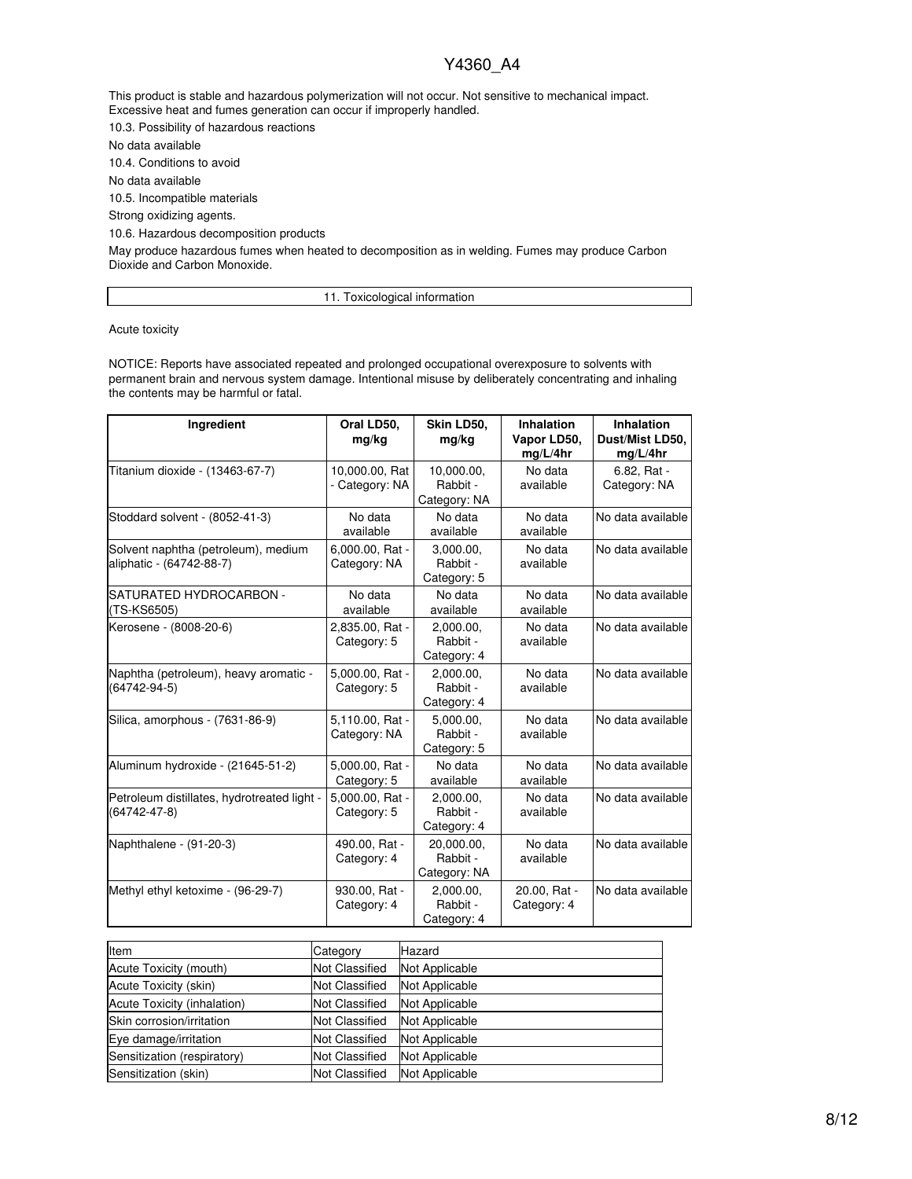This product is stable and hazardous polymerization will not occur. Not sensitive to mechanical impact. Excessive heat and fumes generation can occur if improperly handled.

10.3. Possibility of hazardous reactions

No data available

10.4. Conditions to avoid

No data available

10.5. Incompatible materials

Strong oxidizing agents.

10.6. Hazardous decomposition products

May produce hazardous fumes when heated to decomposition as in welding. Fumes may produce Carbon Dioxide and Carbon Monoxide.

## 11. Toxicological information

Acute toxicity

NOTICE: Reports have associated repeated and prolonged occupational overexposure to solvents with permanent brain and nervous system damage. Intentional misuse by deliberately concentrating and inhaling the contents may be harmful or fatal.

| Ingredient | Oral LD50, mg/kg | Skin LD50, mg/kg | Inhalation Vapor LD50, mg/L/4hr | Inhalation Dust/Mist LD50, mg/L/4hr |
|---|---|---|---|---|
| Titanium dioxide - (13463-67-7) | 10,000.00, Rat - Category: NA | 10,000.00, Rabbit - Category: NA | No data available | 6.82, Rat - Category: NA |
| Stoddard solvent - (8052-41-3) | No data available | No data available | No data available | No data available |
| Solvent naphtha (petroleum), medium aliphatic - (64742-88-7) | 6,000.00, Rat - Category: NA | 3,000.00, Rabbit - Category: 5 | No data available | No data available |
| SATURATED HYDROCARBON - (TS-KS6505) | No data available | No data available | No data available | No data available |
| Kerosene - (8008-20-6) | 2,835.00, Rat - Category: 5 | 2,000.00, Rabbit - Category: 4 | No data available | No data available |
| Naphtha (petroleum), heavy aromatic - (64742-94-5) | 5,000.00, Rat - Category: 5 | 2,000.00, Rabbit - Category: 4 | No data available | No data available |
| Silica, amorphous - (7631-86-9) | 5,110.00, Rat - Category: NA | 5,000.00, Rabbit - Category: 5 | No data available | No data available |
| Aluminum hydroxide - (21645-51-2) | 5,000.00, Rat - Category: 5 | No data available | No data available | No data available |
| Petroleum distillates, hydrotreated light - (64742-47-8) | 5,000.00, Rat - Category: 5 | 2,000.00, Rabbit - Category: 4 | No data available | No data available |
| Naphthalene - (91-20-3) | 490.00, Rat - Category: 4 | 20,000.00, Rabbit - Category: NA | No data available | No data available |
| Methyl ethyl ketoxime - (96-29-7) | 930.00, Rat - Category: 4 | 2,000.00, Rabbit - Category: 4 | 20.00, Rat - Category: 4 | No data available |

| Item | Category | Hazard |
|---|---|---|
| Acute Toxicity (mouth) | Not Classified | Not Applicable |
| Acute Toxicity (skin) | Not Classified | Not Applicable |
| Acute Toxicity (inhalation) | Not Classified | Not Applicable |
| Skin corrosion/irritation | Not Classified | Not Applicable |
| Eye damage/irritation | Not Classified | Not Applicable |
| Sensitization (respiratory) | Not Classified | Not Applicable |
| Sensitization (skin) | Not Classified | Not Applicable |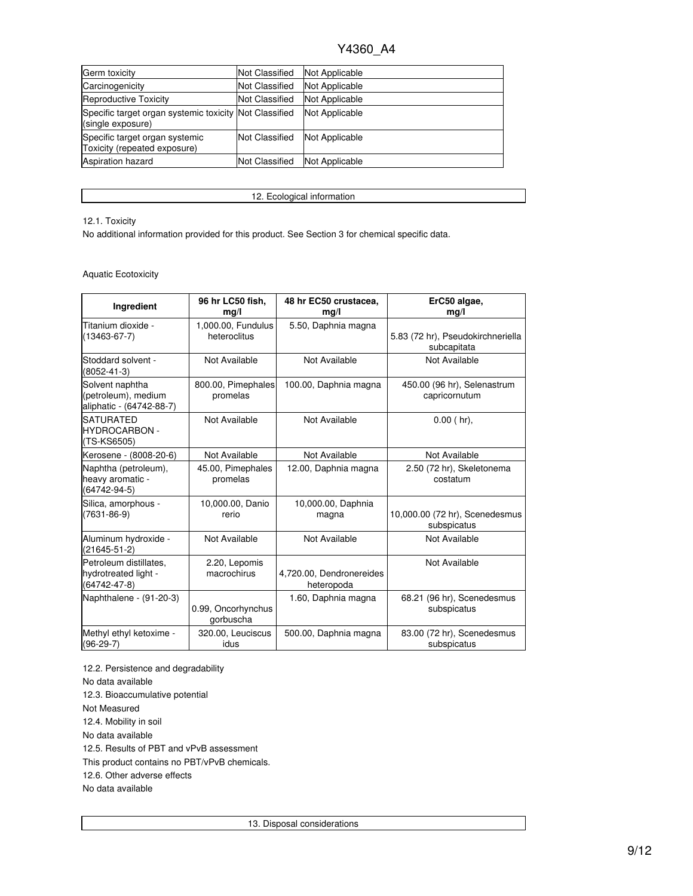| Germ toxicity | Not Classified | Not Applicable |
| --- | --- | --- |
| Carcinogenicity | Not Classified | Not Applicable |
| Reproductive Toxicity | Not Classified | Not Applicable |
| Specific target organ systemic toxicity (single exposure) | Not Classified | Not Applicable |
| Specific target organ systemic Toxicity (repeated exposure) | Not Classified | Not Applicable |
| Aspiration hazard | Not Classified | Not Applicable |

## 12. Ecological information

12.1. Toxicity

No additional information provided for this product. See Section 3 for chemical specific data.

Aquatic Ecotoxicity

| Ingredient | 96 hr LC50 fish, mg/l | 48 hr EC50 crustacea, mg/l | ErC50 algae, mg/l |
| --- | --- | --- | --- |
| Titanium dioxide - (13463-67-7) | 1,000.00, Fundulus heteroclitus | 5.50, Daphnia magna | 5.83 (72 hr), Pseudokirchneriella subcapitata |
| Stoddard solvent - (8052-41-3) | Not Available | Not Available | Not Available |
| Solvent naphtha (petroleum), medium aliphatic - (64742-88-7) | 800.00, Pimephales promelas | 100.00, Daphnia magna | 450.00 (96 hr), Selenastrum capricornutum |
| SATURATED HYDROCARBON - (TS-KS6505) | Not Available | Not Available | 0.00 ( hr), |
| Kerosene - (8008-20-6) | Not Available | Not Available | Not Available |
| Naphtha (petroleum), heavy aromatic - (64742-94-5) | 45.00, Pimephales promelas | 12.00, Daphnia magna | 2.50 (72 hr), Skeletonema costatum |
| Silica, amorphous - (7631-86-9) | 10,000.00, Danio rerio | 10,000.00, Daphnia magna | 10,000.00 (72 hr), Scenedesmus subspicatus |
| Aluminum hydroxide - (21645-51-2) | Not Available | Not Available | Not Available |
| Petroleum distillates, hydrotreated light - (64742-47-8) | 2.20, Lepomis macrochirus | 4,720.00, Dendronereides heteropoda | Not Available |
| Naphthalene - (91-20-3) | 0.99, Oncorhynchus gorbuscha | 1.60, Daphnia magna | 68.21 (96 hr), Scenedesmus subspicatus |
| Methyl ethyl ketoxime - (96-29-7) | 320.00, Leuciscus idus | 500.00, Daphnia magna | 83.00 (72 hr), Scenedesmus subspicatus |

12.2. Persistence and degradability

No data available

12.3. Bioaccumulative potential

Not Measured

12.4. Mobility in soil

No data available

12.5. Results of PBT and vPvB assessment

This product contains no PBT/vPvB chemicals.

12.6. Other adverse effects

No data available

## 13. Disposal considerations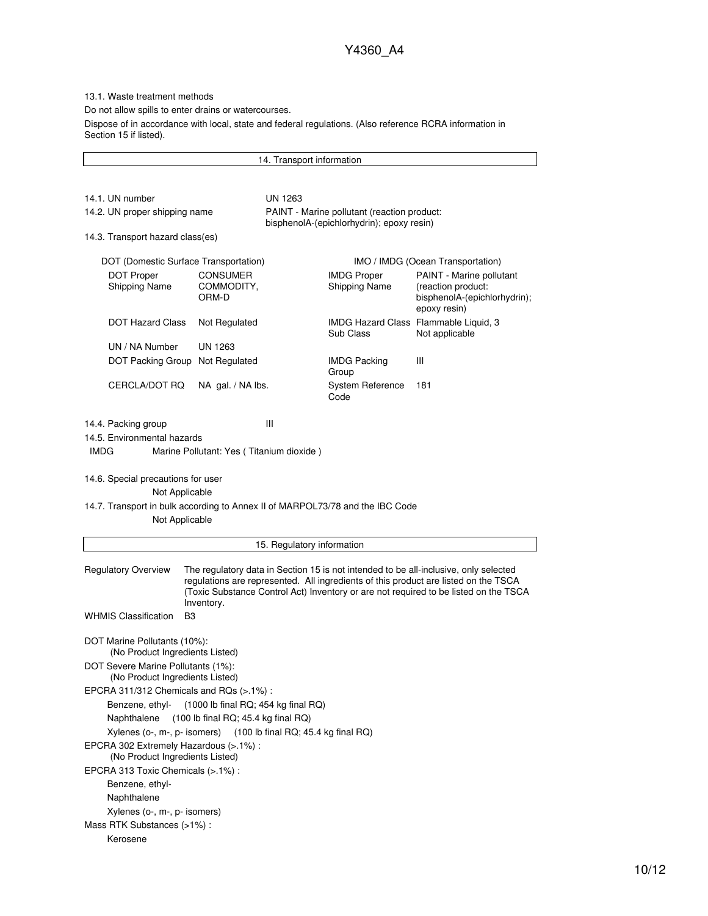13.1. Waste treatment methods

Do not allow spills to enter drains or watercourses.

Dispose of in accordance with local, state and federal regulations. (Also reference RCRA information in Section 15 if listed).

## 14. Transport information

14.1. UN number: UN 1263

14.2. UN proper shipping name: PAINT - Marine pollutant (reaction product: bisphenolA-(epichlorhydrin); epoxy resin)

14.3. Transport hazard class(es)

| DOT (Domestic Surface Transportation) | | IMO / IMDG (Ocean Transportation) | |
|---|---|---|---|
| DOT Proper Shipping Name | CONSUMER COMMODITY, ORM-D | IMDG Proper Shipping Name | PAINT - Marine pollutant (reaction product: bisphenolA-(epichlorhydrin); epoxy resin) |
| DOT Hazard Class | Not Regulated | IMDG Hazard Class Sub Class | Flammable Liquid, 3 Not applicable |
| UN / NA Number | UN 1263 | | |
| DOT Packing Group | Not Regulated | IMDG Packing Group | III |
| CERCLA/DOT RQ | NA gal. / NA lbs. | System Reference Code | 181 |

14.4. Packing group: III

14.5. Environmental hazards

IMDG Marine Pollutant: Yes ( Titanium dioxide )

14.6. Special precautions for user

Not Applicable

14.7. Transport in bulk according to Annex II of MARPOL73/78 and the IBC Code

Not Applicable

## 15. Regulatory information

Regulatory Overview: The regulatory data in Section 15 is not intended to be all-inclusive, only selected regulations are represented. All ingredients of this product are listed on the TSCA (Toxic Substance Control Act) Inventory or are not required to be listed on the TSCA Inventory.

WHMIS Classification: B3

DOT Marine Pollutants (10%):
(No Product Ingredients Listed)

DOT Severe Marine Pollutants (1%):
(No Product Ingredients Listed)

EPCRA 311/312 Chemicals and RQs (>.1%) :
- Benzene, ethyl- (1000 lb final RQ; 454 kg final RQ)
- Naphthalene (100 lb final RQ; 45.4 kg final RQ)
- Xylenes (o-, m-, p- isomers) (100 lb final RQ; 45.4 kg final RQ)

EPCRA 302 Extremely Hazardous (>.1%) :
(No Product Ingredients Listed)

EPCRA 313 Toxic Chemicals (>.1%) :
- Benzene, ethyl-
- Naphthalene
- Xylenes (o-, m-, p- isomers)

Mass RTK Substances (>1%) :
- Kerosene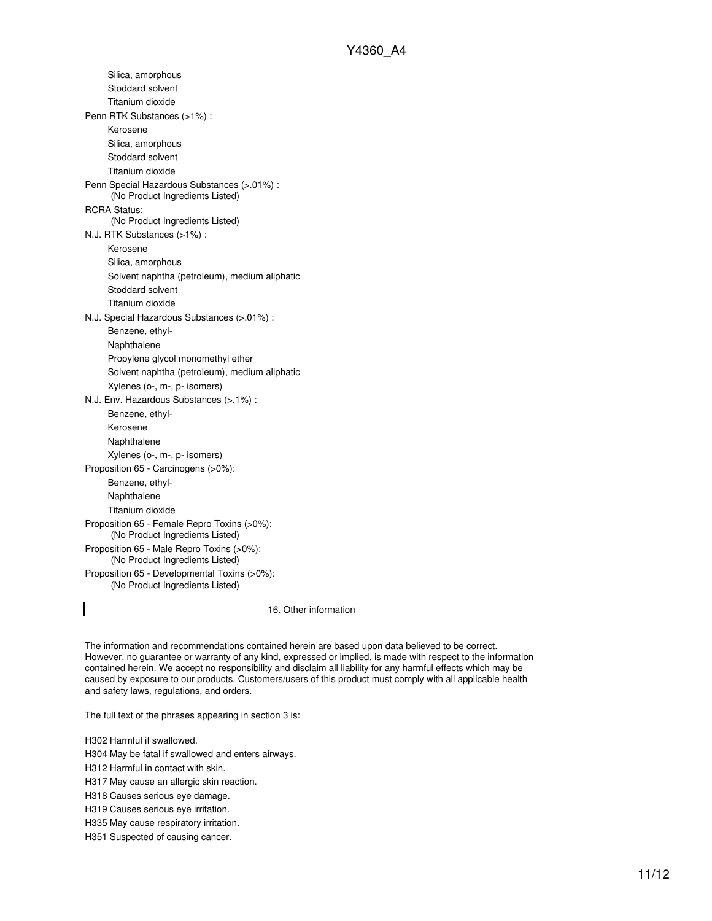- Silica, amorphous
- Stoddard solvent
- Titanium dioxide

Penn RTK Substances (>1%) :

- Kerosene
- Silica, amorphous
- Stoddard solvent
- Titanium dioxide

Penn Special Hazardous Substances (>.01%) :

(No Product Ingredients Listed)

RCRA Status:

(No Product Ingredients Listed)

N.J. RTK Substances (>1%) :

- Kerosene
- Silica, amorphous
- Solvent naphtha (petroleum), medium aliphatic
- Stoddard solvent
- Titanium dioxide

N.J. Special Hazardous Substances (>.01%) :

- Benzene, ethyl-
- Naphthalene
- Propylene glycol monomethyl ether
- Solvent naphtha (petroleum), medium aliphatic
- Xylenes (o-, m-, p- isomers)

N.J. Env. Hazardous Substances (>.1%) :

- Benzene, ethyl-
- Kerosene
- Naphthalene
- Xylenes (o-, m-, p- isomers)

Proposition 65 - Carcinogens (>0%):

- Benzene, ethyl-
- Naphthalene
- Titanium dioxide

Proposition 65 - Female Repro Toxins (>0%):

(No Product Ingredients Listed)

Proposition 65 - Male Repro Toxins (>0%):

(No Product Ingredients Listed)

Proposition 65 - Developmental Toxins (>0%):

(No Product Ingredients Listed)

## 16. Other information

The information and recommendations contained herein are based upon data believed to be correct. However, no guarantee or warranty of any kind, expressed or implied, is made with respect to the information contained herein. We accept no responsibility and disclaim all liability for any harmful effects which may be caused by exposure to our products. Customers/users of this product must comply with all applicable health and safety laws, regulations, and orders.

The full text of the phrases appearing in section 3 is:

H302 Harmful if swallowed.

H304 May be fatal if swallowed and enters airways.

H312 Harmful in contact with skin.

H317 May cause an allergic skin reaction.

H318 Causes serious eye damage.

H319 Causes serious eye irritation.

H335 May cause respiratory irritation.

H351 Suspected of causing cancer.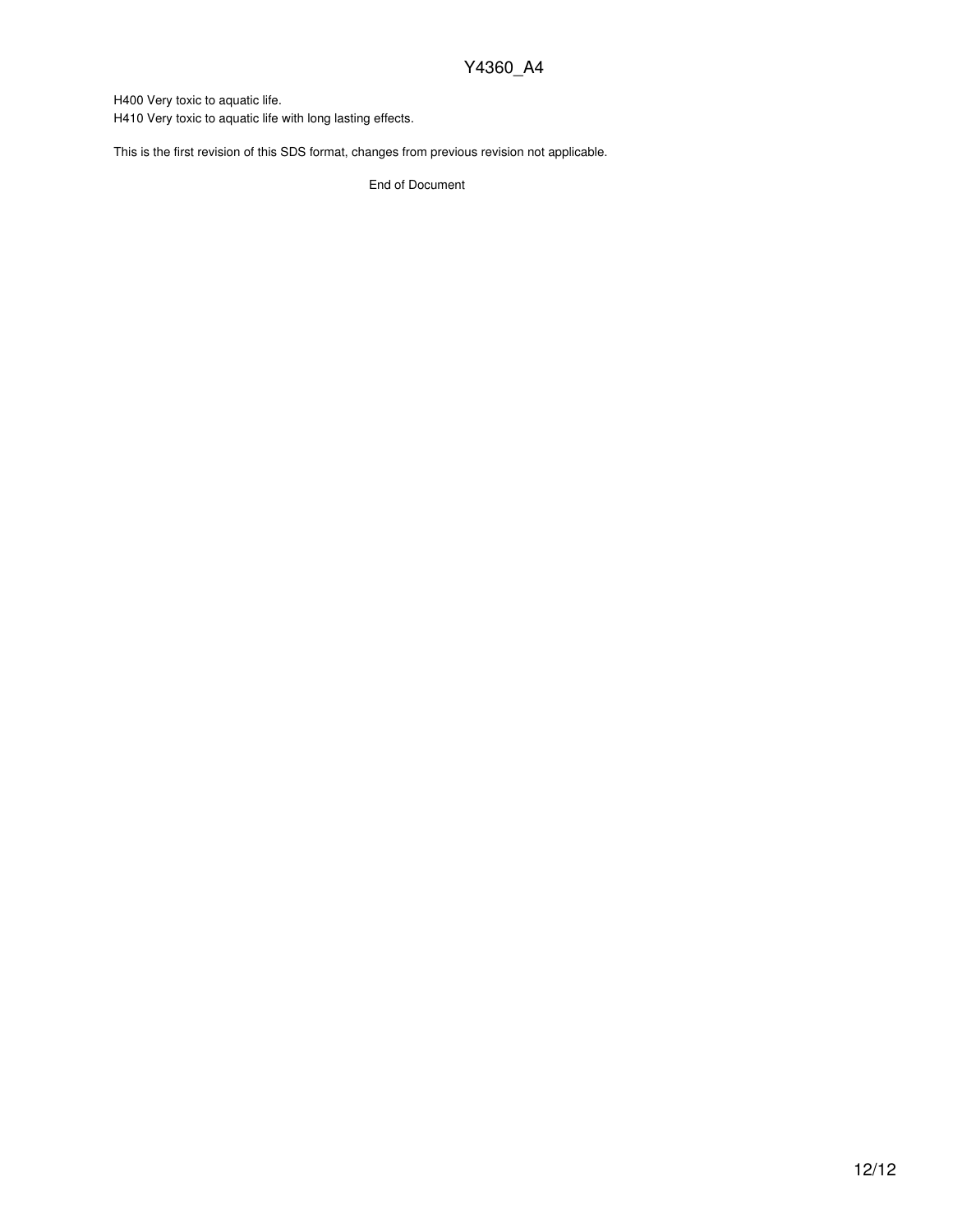H400 Very toxic to aquatic life.
H410 Very toxic to aquatic life with long lasting effects.

This is the first revision of this SDS format, changes from previous revision not applicable.

End of Document